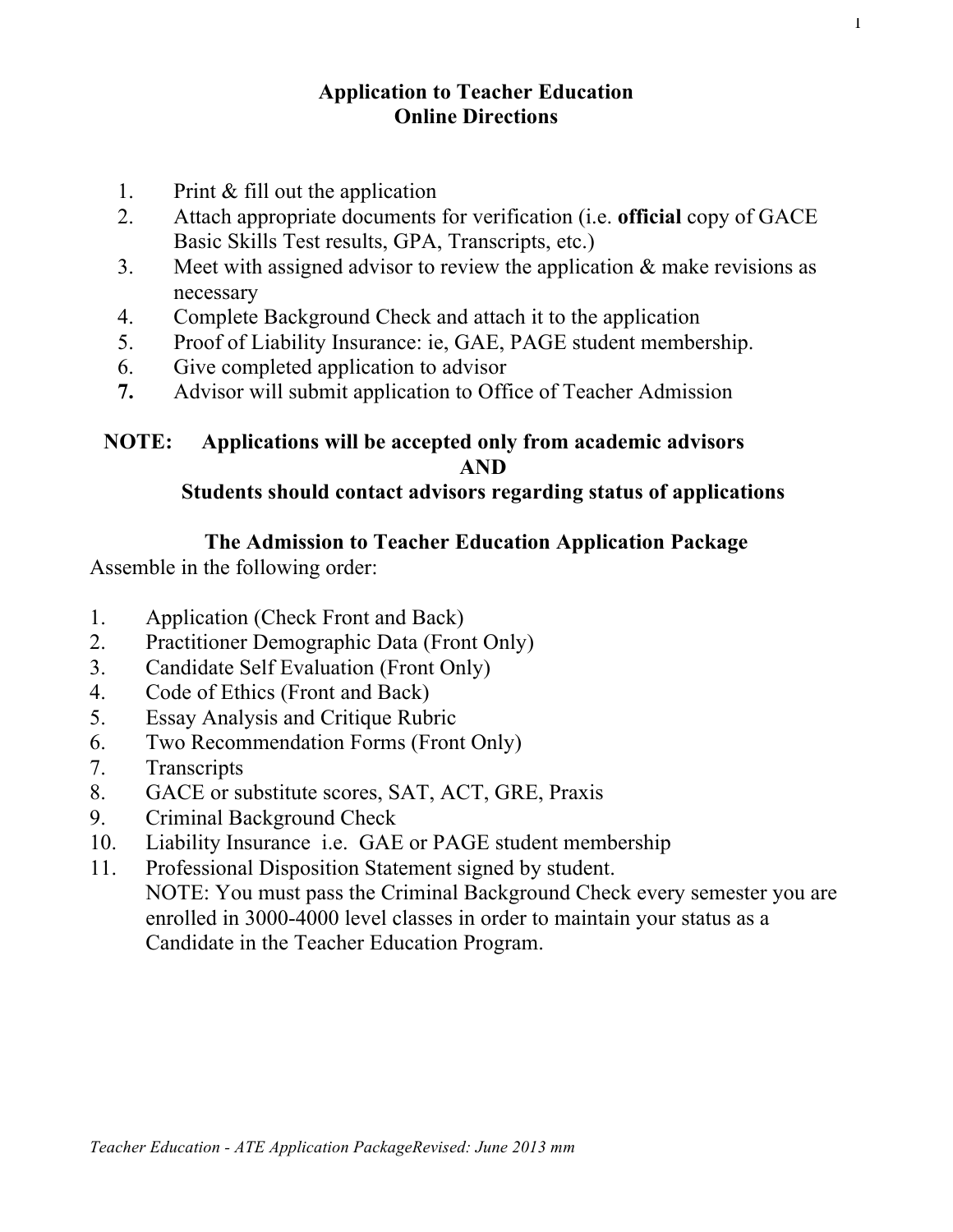# Application to Teacher Education
## Online Directions

1. Print & fill out the application
2. Attach appropriate documents for verification (i.e. **official** copy of GACE Basic Skills Test results, GPA, Transcripts, etc.)
3. Meet with assigned advisor to review the application & make revisions as necessary
4. Complete Background Check and attach it to the application
5. Proof of Liability Insurance: ie, GAE, PAGE student membership.
6. Give completed application to advisor
7. Advisor will submit application to Office of Teacher Admission

**NOTE: Applications will be accepted only from academic advisors**
**AND**
**Students should contact advisors regarding status of applications**

## The Admission to Teacher Education Application Package

Assemble in the following order:

1. Application (Check Front and Back)
2. Practitioner Demographic Data (Front Only)
3. Candidate Self Evaluation (Front Only)
4. Code of Ethics (Front and Back)
5. Essay Analysis and Critique Rubric
6. Two Recommendation Forms (Front Only)
7. Transcripts
8. GACE or substitute scores, SAT, ACT, GRE, Praxis
9. Criminal Background Check
10. Liability Insurance i.e. GAE or PAGE student membership
11. Professional Disposition Statement signed by student.
    NOTE: You must pass the Criminal Background Check every semester you are enrolled in 3000-4000 level classes in order to maintain your status as a Candidate in the Teacher Education Program.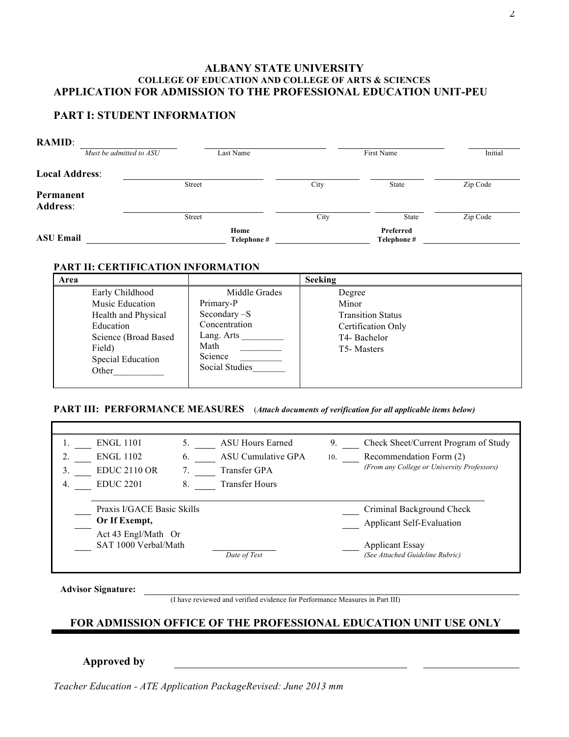# ALBANY STATE UNIVERSITY

### COLLEGE OF EDUCATION AND COLLEGE OF ARTS & SCIENCES

## APPLICATION FOR ADMISSION TO THE PROFESSIONAL EDUCATION UNIT-PEU

## PART I: STUDENT INFORMATION

**RAMID**: ____________________ ____________________ ____________________ ________
*Must be admitted to ASU* Last Name First Name Initial

**Local Address**: ____________________ ____________ ____________ ____________
Street City State Zip Code

**Permanent Address**: ____________________ ____________ ____________ ____________
Street City State Zip Code

**ASU Email** ____________________ **Home Telephone #** ____________________ **Preferred Telephone #** ____________________

### PART II: CERTIFICATION INFORMATION

| Area | | Seeking |
|---|---|---|
| Early Childhood<br>Music Education<br>Health and Physical Education<br>Science (Broad Based Field)<br>Special Education<br>Other___________ | Middle Grades<br>Primary-P<br>Secondary –S<br>Concentration<br>Lang. Arts _________<br>Math _________<br>Science _________<br>Social Studies_______ | Degree<br>Minor<br>Transition Status<br>Certification Only<br>T4- Bachelor<br>T5- Masters |

### PART III: PERFORMANCE MEASURES (*Attach documents of verification for all applicable items below*)

1. ____ ENGL 1101
2. ____ ENGL 1102
3. ____ EDUC 2110 OR
4. ____ EDUC 2201
5. ____ ASU Hours Earned
6. ____ ASU Cumulative GPA
7. ____ Transfer GPA
8. ____ Transfer Hours
9. ____ Check Sheet/Current Program of Study
10. ____ Recommendation Form (2) *(From any College or University Professors)*

____ Praxis I/GACE Basic Skills
____ **Or If Exempt,**
____ Act 43 Engl/Math Or SAT 1000 Verbal/Math ____________ *Date of Test*

____ Criminal Background Check
____ Applicant Self-Evaluation
____ Applicant Essay *(See Attached Guideline Rubric)*

**Advisor Signature:** ________________________________________
(I have reviewed and verified evidence for Performance Measures in Part III)

## FOR ADMISSION OFFICE OF THE PROFESSIONAL EDUCATION UNIT USE ONLY

**Approved by** ________________________________________ ____________________

*Teacher Education - ATE Application PackageRevised: June 2013 mm*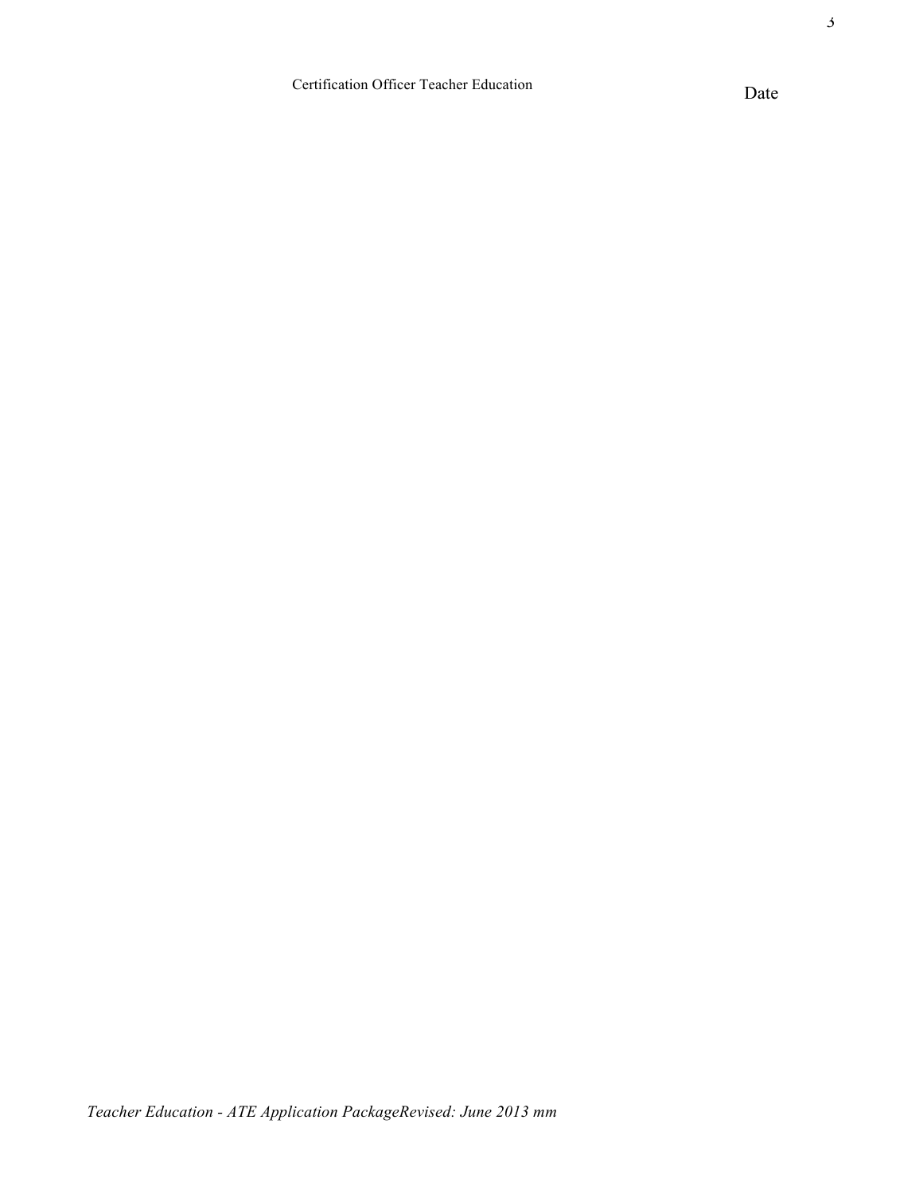Certification Officer Teacher Education Date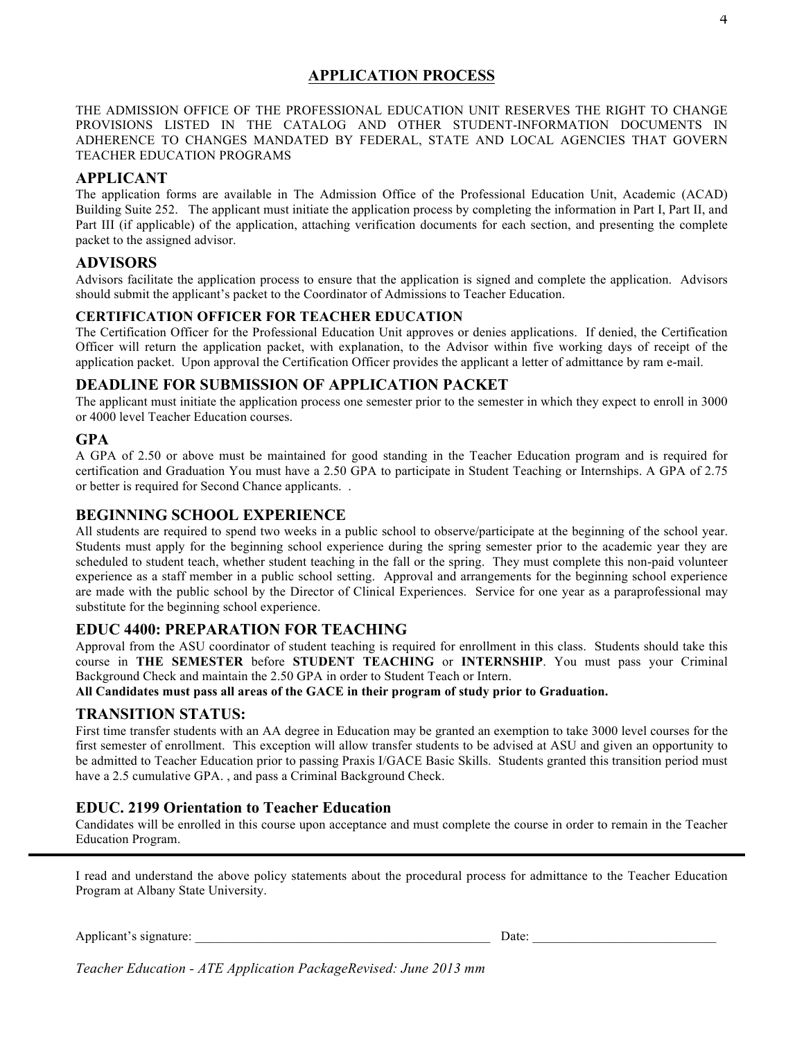# APPLICATION PROCESS

THE ADMISSION OFFICE OF THE PROFESSIONAL EDUCATION UNIT RESERVES THE RIGHT TO CHANGE PROVISIONS LISTED IN THE CATALOG AND OTHER STUDENT-INFORMATION DOCUMENTS IN ADHERENCE TO CHANGES MANDATED BY FEDERAL, STATE AND LOCAL AGENCIES THAT GOVERN TEACHER EDUCATION PROGRAMS

## APPLICANT

The application forms are available in The Admission Office of the Professional Education Unit, Academic (ACAD) Building Suite 252. The applicant must initiate the application process by completing the information in Part I, Part II, and Part III (if applicable) of the application, attaching verification documents for each section, and presenting the complete packet to the assigned advisor.

## ADVISORS

Advisors facilitate the application process to ensure that the application is signed and complete the application. Advisors should submit the applicant's packet to the Coordinator of Admissions to Teacher Education.

### CERTIFICATION OFFICER FOR TEACHER EDUCATION

The Certification Officer for the Professional Education Unit approves or denies applications. If denied, the Certification Officer will return the application packet, with explanation, to the Advisor within five working days of receipt of the application packet. Upon approval the Certification Officer provides the applicant a letter of admittance by ram e-mail.

## DEADLINE FOR SUBMISSION OF APPLICATION PACKET

The applicant must initiate the application process one semester prior to the semester in which they expect to enroll in 3000 or 4000 level Teacher Education courses.

## GPA

A GPA of 2.50 or above must be maintained for good standing in the Teacher Education program and is required for certification and Graduation You must have a 2.50 GPA to participate in Student Teaching or Internships. A GPA of 2.75 or better is required for Second Chance applicants. .

## BEGINNING SCHOOL EXPERIENCE

All students are required to spend two weeks in a public school to observe/participate at the beginning of the school year. Students must apply for the beginning school experience during the spring semester prior to the academic year they are scheduled to student teach, whether student teaching in the fall or the spring. They must complete this non-paid volunteer experience as a staff member in a public school setting. Approval and arrangements for the beginning school experience are made with the public school by the Director of Clinical Experiences. Service for one year as a paraprofessional may substitute for the beginning school experience.

## EDUC 4400: PREPARATION FOR TEACHING

Approval from the ASU coordinator of student teaching is required for enrollment in this class. Students should take this course in **THE SEMESTER** before **STUDENT TEACHING** or **INTERNSHIP**. You must pass your Criminal Background Check and maintain the 2.50 GPA in order to Student Teach or Intern.

**All Candidates must pass all areas of the GACE in their program of study prior to Graduation.**

## TRANSITION STATUS:

First time transfer students with an AA degree in Education may be granted an exemption to take 3000 level courses for the first semester of enrollment. This exception will allow transfer students to be advised at ASU and given an opportunity to be admitted to Teacher Education prior to passing Praxis I/GACE Basic Skills. Students granted this transition period must have a 2.5 cumulative GPA. , and pass a Criminal Background Check.

## EDUC. 2199 Orientation to Teacher Education

Candidates will be enrolled in this course upon acceptance and must complete the course in order to remain in the Teacher Education Program.

---

I read and understand the above policy statements about the procedural process for admittance to the Teacher Education Program at Albany State University.

Applicant's signature: ______________________________________________ Date: ____________________________

*Teacher Education - ATE Application PackageRevised: June 2013 mm*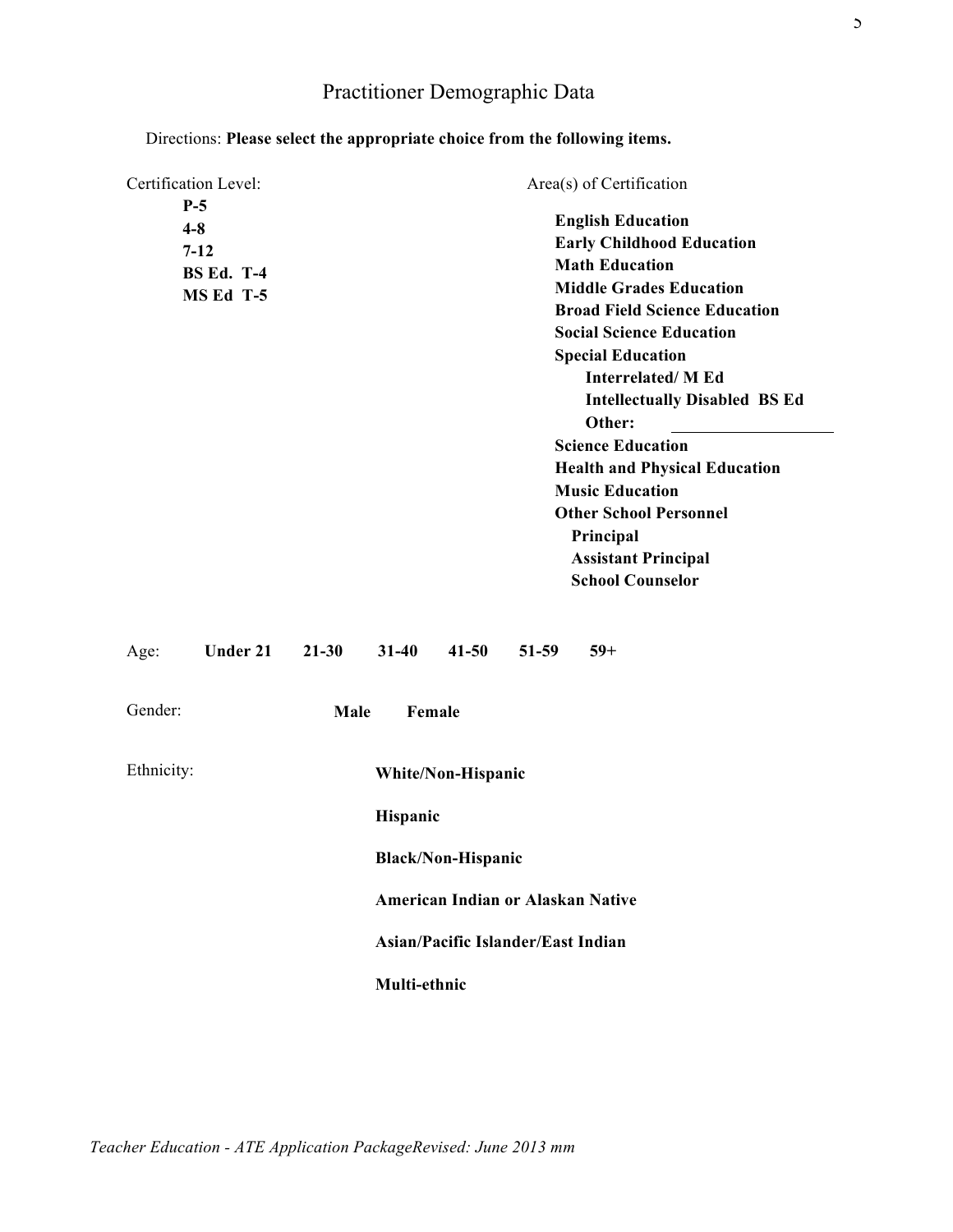# Practitioner Demographic Data

Directions: **Please select the appropriate choice from the following items.**

Certification Level:

- **P-5**
- **4-8**
- **7-12**
- **BS Ed. T-4**
- **MS Ed T-5**

Area(s) of Certification

- **English Education**
- **Early Childhood Education**
- **Math Education**
- **Middle Grades Education**
- **Broad Field Science Education**
- **Social Science Education**
- **Special Education**
  - **Interrelated/ M Ed**
  - **Intellectually Disabled BS Ed**
  - **Other:** ____________________
- **Science Education**
- **Health and Physical Education**
- **Music Education**
- **Other School Personnel**
  - **Principal**
  - **Assistant Principal**
  - **School Counselor**

Age: **Under 21** **21-30** **31-40** **41-50** **51-59** **59+**

Gender: **Male** **Female**

Ethnicity:

- **White/Non-Hispanic**
- **Hispanic**
- **Black/Non-Hispanic**
- **American Indian or Alaskan Native**
- **Asian/Pacific Islander/East Indian**
- **Multi-ethnic**

*Teacher Education - ATE Application PackageRevised: June 2013 mm*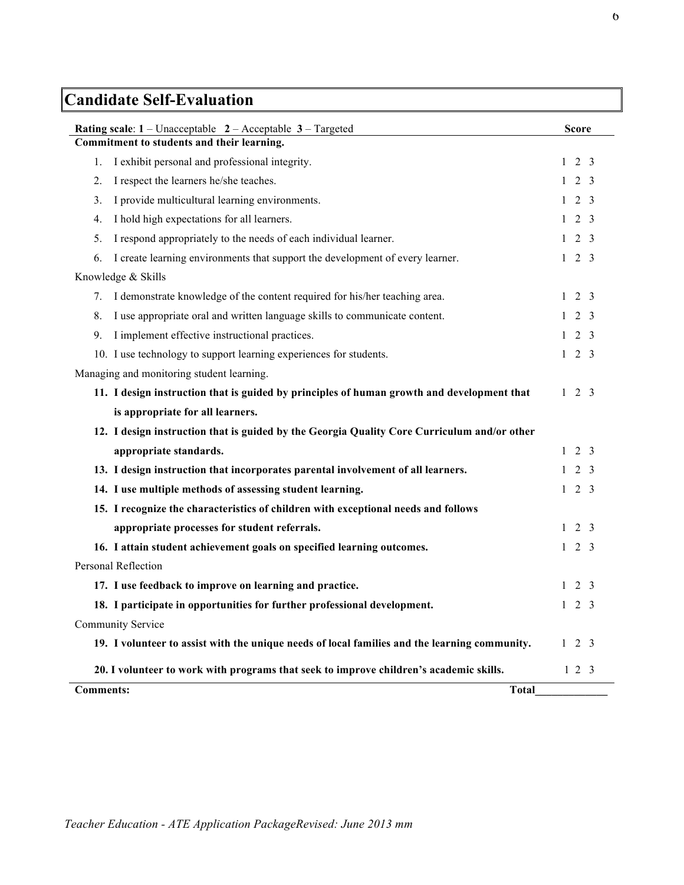# Candidate Self-Evaluation

| **Rating scale**: **1** – Unacceptable **2** – Acceptable **3** – Targeted | **Score** |
|---|---|
| **Commitment to students and their learning.** | |
| 1. I exhibit personal and professional integrity. | 1 2 3 |
| 2. I respect the learners he/she teaches. | 1 2 3 |
| 3. I provide multicultural learning environments. | 1 2 3 |
| 4. I hold high expectations for all learners. | 1 2 3 |
| 5. I respond appropriately to the needs of each individual learner. | 1 2 3 |
| 6. I create learning environments that support the development of every learner. | 1 2 3 |
| Knowledge & Skills | |
| 7. I demonstrate knowledge of the content required for his/her teaching area. | 1 2 3 |
| 8. I use appropriate oral and written language skills to communicate content. | 1 2 3 |
| 9. I implement effective instructional practices. | 1 2 3 |
| 10. I use technology to support learning experiences for students. | 1 2 3 |
| Managing and monitoring student learning. | |
| **11. I design instruction that is guided by principles of human growth and development that is appropriate for all learners.** | 1 2 3 |
| **12. I design instruction that is guided by the Georgia Quality Core Curriculum and/or other appropriate standards.** | 1 2 3 |
| **13. I design instruction that incorporates parental involvement of all learners.** | 1 2 3 |
| **14. I use multiple methods of assessing student learning.** | 1 2 3 |
| **15. I recognize the characteristics of children with exceptional needs and follows appropriate processes for student referrals.** | 1 2 3 |
| **16. I attain student achievement goals on specified learning outcomes.** | 1 2 3 |
| Personal Reflection | |
| **17. I use feedback to improve on learning and practice.** | 1 2 3 |
| **18. I participate in opportunities for further professional development.** | 1 2 3 |
| Community Service | |
| **19. I volunteer to assist with the unique needs of local families and the learning community.** | 1 2 3 |
| **20. I volunteer to work with programs that seek to improve children's academic skills.** | 1 2 3 |

**Comments:** **Total**_____________

*Teacher Education - ATE Application PackageRevised: June 2013 mm*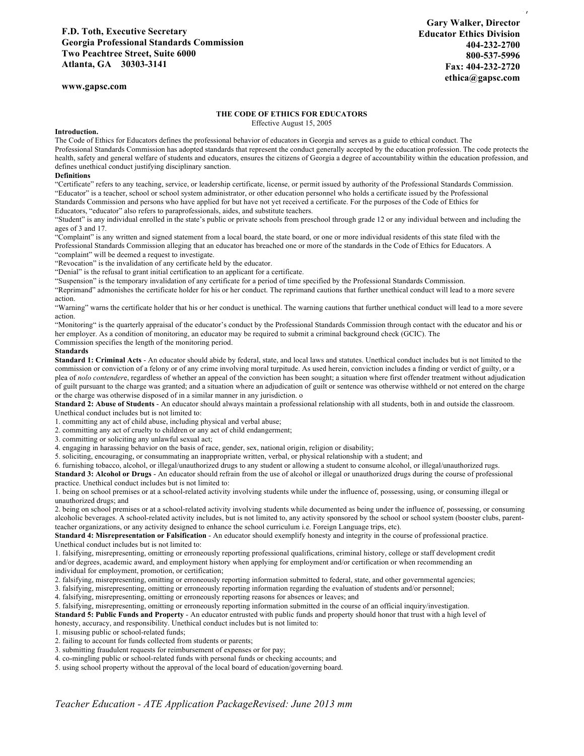**F.D. Toth, Executive Secretary**
**Georgia Professional Standards Commission**
**Two Peachtree Street, Suite 6000**
**Atlanta, GA 30303-3141**

**www.gapsc.com**

**Gary Walker, Director**
**Educator Ethics Division**
**404-232-2700**
**800-537-5996**
**Fax: 404-232-2720**
**ethica@gapsc.com**

## THE CODE OF ETHICS FOR EDUCATORS

Effective August 15, 2005

**Introduction.**

The Code of Ethics for Educators defines the professional behavior of educators in Georgia and serves as a guide to ethical conduct. The Professional Standards Commission has adopted standards that represent the conduct generally accepted by the education profession. The code protects the health, safety and general welfare of students and educators, ensures the citizens of Georgia a degree of accountability within the education profession, and defines unethical conduct justifying disciplinary sanction.

**Definitions**

"Certificate" refers to any teaching, service, or leadership certificate, license, or permit issued by authority of the Professional Standards Commission.

"Educator" is a teacher, school or school system administrator, or other education personnel who holds a certificate issued by the Professional Standards Commission and persons who have applied for but have not yet received a certificate. For the purposes of the Code of Ethics for Educators, "educator" also refers to paraprofessionals, aides, and substitute teachers.

"Student" is any individual enrolled in the state's public or private schools from preschool through grade 12 or any individual between and including the ages of 3 and 17.

"Complaint" is any written and signed statement from a local board, the state board, or one or more individual residents of this state filed with the Professional Standards Commission alleging that an educator has breached one or more of the standards in the Code of Ethics for Educators. A "complaint" will be deemed a request to investigate.

"Revocation" is the invalidation of any certificate held by the educator.

"Denial" is the refusal to grant initial certification to an applicant for a certificate.

"Suspension" is the temporary invalidation of any certificate for a period of time specified by the Professional Standards Commission.

"Reprimand" admonishes the certificate holder for his or her conduct. The reprimand cautions that further unethical conduct will lead to a more severe action.

"Warning" warns the certificate holder that his or her conduct is unethical. The warning cautions that further unethical conduct will lead to a more severe action.

"Monitoring" is the quarterly appraisal of the educator's conduct by the Professional Standards Commission through contact with the educator and his or her employer. As a condition of monitoring, an educator may be required to submit a criminal background check (GCIC). The Commission specifies the length of the monitoring period.

**Standards**

**Standard 1: Criminal Acts** - An educator should abide by federal, state, and local laws and statutes. Unethical conduct includes but is not limited to the commission or conviction of a felony or of any crime involving moral turpitude. As used herein, conviction includes a finding or verdict of guilty, or a plea of *nolo contender*e, regardless of whether an appeal of the conviction has been sought; a situation where first offender treatment without adjudication of guilt pursuant to the charge was granted; and a situation where an adjudication of guilt or sentence was otherwise withheld or not entered on the charge or the charge was otherwise disposed of in a similar manner in any jurisdiction. o

**Standard 2: Abuse of Students** - An educator should always maintain a professional relationship with all students, both in and outside the classroom. Unethical conduct includes but is not limited to:

1. committing any act of child abuse, including physical and verbal abuse;
2. committing any act of cruelty to children or any act of child endangerment;
3. committing or soliciting any unlawful sexual act;
4. engaging in harassing behavior on the basis of race, gender, sex, national origin, religion or disability;
5. soliciting, encouraging, or consummating an inappropriate written, verbal, or physical relationship with a student; and
6. furnishing tobacco, alcohol, or illegal/unauthorized drugs to any student or allowing a student to consume alcohol, or illegal/unauthorized rugs.

**Standard 3: Alcohol or Drugs** - An educator should refrain from the use of alcohol or illegal or unauthorized drugs during the course of professional practice. Unethical conduct includes but is not limited to:

1. being on school premises or at a school-related activity involving students while under the influence of, possessing, using, or consuming illegal or unauthorized drugs; and
2. being on school premises or at a school-related activity involving students while documented as being under the influence of, possessing, or consuming alcoholic beverages. A school-related activity includes, but is not limited to, any activity sponsored by the school or school system (booster clubs, parent-teacher organizations, or any activity designed to enhance the school curriculum i.e. Foreign Language trips, etc).

**Standard 4: Misrepresentation or Falsification** - An educator should exemplify honesty and integrity in the course of professional practice. Unethical conduct includes but is not limited to:

1. falsifying, misrepresenting, omitting or erroneously reporting professional qualifications, criminal history, college or staff development credit and/or degrees, academic award, and employment history when applying for employment and/or certification or when recommending an individual for employment, promotion, or certification;
2. falsifying, misrepresenting, omitting or erroneously reporting information submitted to federal, state, and other governmental agencies;
3. falsifying, misrepresenting, omitting or erroneously reporting information regarding the evaluation of students and/or personnel;
4. falsifying, misrepresenting, omitting or erroneously reporting reasons for absences or leaves; and
5. falsifying, misrepresenting, omitting or erroneously reporting information submitted in the course of an official inquiry/investigation.

**Standard 5: Public Funds and Property** - An educator entrusted with public funds and property should honor that trust with a high level of honesty, accuracy, and responsibility. Unethical conduct includes but is not limited to:

1. misusing public or school-related funds;
2. failing to account for funds collected from students or parents;
3. submitting fraudulent requests for reimbursement of expenses or for pay;
4. co-mingling public or school-related funds with personal funds or checking accounts; and
5. using school property without the approval of the local board of education/governing board.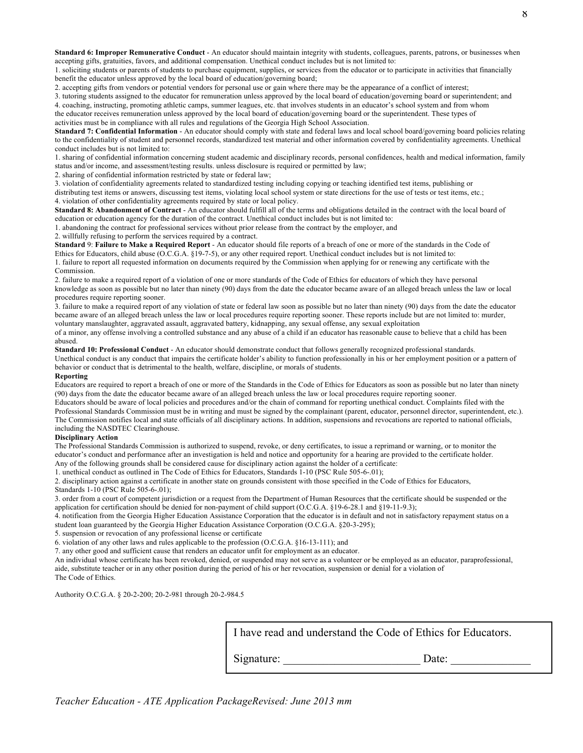**Standard 6: Improper Remunerative Conduct** - An educator should maintain integrity with students, colleagues, parents, patrons, or businesses when accepting gifts, gratuities, favors, and additional compensation. Unethical conduct includes but is not limited to:

1. soliciting students or parents of students to purchase equipment, supplies, or services from the educator or to participate in activities that financially benefit the educator unless approved by the local board of education/governing board;
2. accepting gifts from vendors or potential vendors for personal use or gain where there may be the appearance of a conflict of interest;
3. tutoring students assigned to the educator for remuneration unless approved by the local board of education/governing board or superintendent; and
4. coaching, instructing, promoting athletic camps, summer leagues, etc. that involves students in an educator's school system and from whom the educator receives remuneration unless approved by the local board of education/governing board or the superintendent. These types of activities must be in compliance with all rules and regulations of the Georgia High School Association.

**Standard 7: Confidential Information** - An educator should comply with state and federal laws and local school board/governing board policies relating to the confidentiality of student and personnel records, standardized test material and other information covered by confidentiality agreements. Unethical conduct includes but is not limited to:

1. sharing of confidential information concerning student academic and disciplinary records, personal confidences, health and medical information, family status and/or income, and assessment/testing results. unless disclosure is required or permitted by law;
2. sharing of confidential information restricted by state or federal law;
3. violation of confidentiality agreements related to standardized testing including copying or teaching identified test items, publishing or distributing test items or answers, discussing test items, violating local school system or state directions for the use of tests or test items, etc.;
4. violation of other confidentiality agreements required by state or local policy.

**Standard 8: Abandonment of Contract** - An educator should fulfill all of the terms and obligations detailed in the contract with the local board of education or education agency for the duration of the contract. Unethical conduct includes but is not limited to:

1. abandoning the contract for professional services without prior release from the contract by the employer, and
2. willfully refusing to perform the services required by a contract.

**Standard** 9: **Failure to Make a Required Report** - An educator should file reports of a breach of one or more of the standards in the Code of Ethics for Educators, child abuse (O.C.G.A. §19-7-5), or any other required report. Unethical conduct includes but is not limited to:

1. failure to report all requested information on documents required by the Commission when applying for or renewing any certificate with the Commission.
2. failure to make a required report of a violation of one or more standards of the Code of Ethics for educators of which they have personal knowledge as soon as possible but no later than ninety (90) days from the date the educator became aware of an alleged breach unless the law or local procedures require reporting sooner.
3. failure to make a required report of any violation of state or federal law soon as possible but no later than ninety (90) days from the date the educator became aware of an alleged breach unless the law or local procedures require reporting sooner. These reports include but are not limited to: murder, voluntary manslaughter, aggravated assault, aggravated battery, kidnapping, any sexual offense, any sexual exploitation of a minor, any offense involving a controlled substance and any abuse of a child if an educator has reasonable cause to believe that a child has been abused.

**Standard 10: Professional Conduct** - An educator should demonstrate conduct that follows generally recognized professional standards. Unethical conduct is any conduct that impairs the certificate holder's ability to function professionally in his or her employment position or a pattern of behavior or conduct that is detrimental to the health, welfare, discipline, or morals of students.

**Reporting**

Educators are required to report a breach of one or more of the Standards in the Code of Ethics for Educators as soon as possible but no later than ninety (90) days from the date the educator became aware of an alleged breach unless the law or local procedures require reporting sooner.

Educators should be aware of local policies and procedures and/or the chain of command for reporting unethical conduct. Complaints filed with the Professional Standards Commission must be in writing and must be signed by the complainant (parent, educator, personnel director, superintendent, etc.). The Commission notifies local and state officials of all disciplinary actions. In addition, suspensions and revocations are reported to national officials, including the NASDTEC Clearinghouse.

**Disciplinary Action**

The Professional Standards Commission is authorized to suspend, revoke, or deny certificates, to issue a reprimand or warning, or to monitor the educator's conduct and performance after an investigation is held and notice and opportunity for a hearing are provided to the certificate holder.

Any of the following grounds shall be considered cause for disciplinary action against the holder of a certificate:

1. unethical conduct as outlined in The Code of Ethics for Educators, Standards 1-10 (PSC Rule 505-6-.01);
2. disciplinary action against a certificate in another state on grounds consistent with those specified in the Code of Ethics for Educators, Standards 1-10 (PSC Rule 505-6-.01);
3. order from a court of competent jurisdiction or a request from the Department of Human Resources that the certificate should be suspended or the application for certification should be denied for non-payment of child support (O.C.G.A. §19-6-28.1 and §19-11-9.3);
4. notification from the Georgia Higher Education Assistance Corporation that the educator is in default and not in satisfactory repayment status on a student loan guaranteed by the Georgia Higher Education Assistance Corporation (O.C.G.A. §20-3-295);
5. suspension or revocation of any professional license or certificate
6. violation of any other laws and rules applicable to the profession (O.C.G.A. §16-13-111); and
7. any other good and sufficient cause that renders an educator unfit for employment as an educator.

An individual whose certificate has been revoked, denied, or suspended may not serve as a volunteer or be employed as an educator, paraprofessional, aide, substitute teacher or in any other position during the period of his or her revocation, suspension or denial for a violation of The Code of Ethics.

Authority O.C.G.A. § 20-2-200; 20-2-981 through 20-2-984.5

I have read and understand the Code of Ethics for Educators.

Signature: ________________________ Date: _____________

*Teacher Education - ATE Application PackageRevised: June 2013 mm*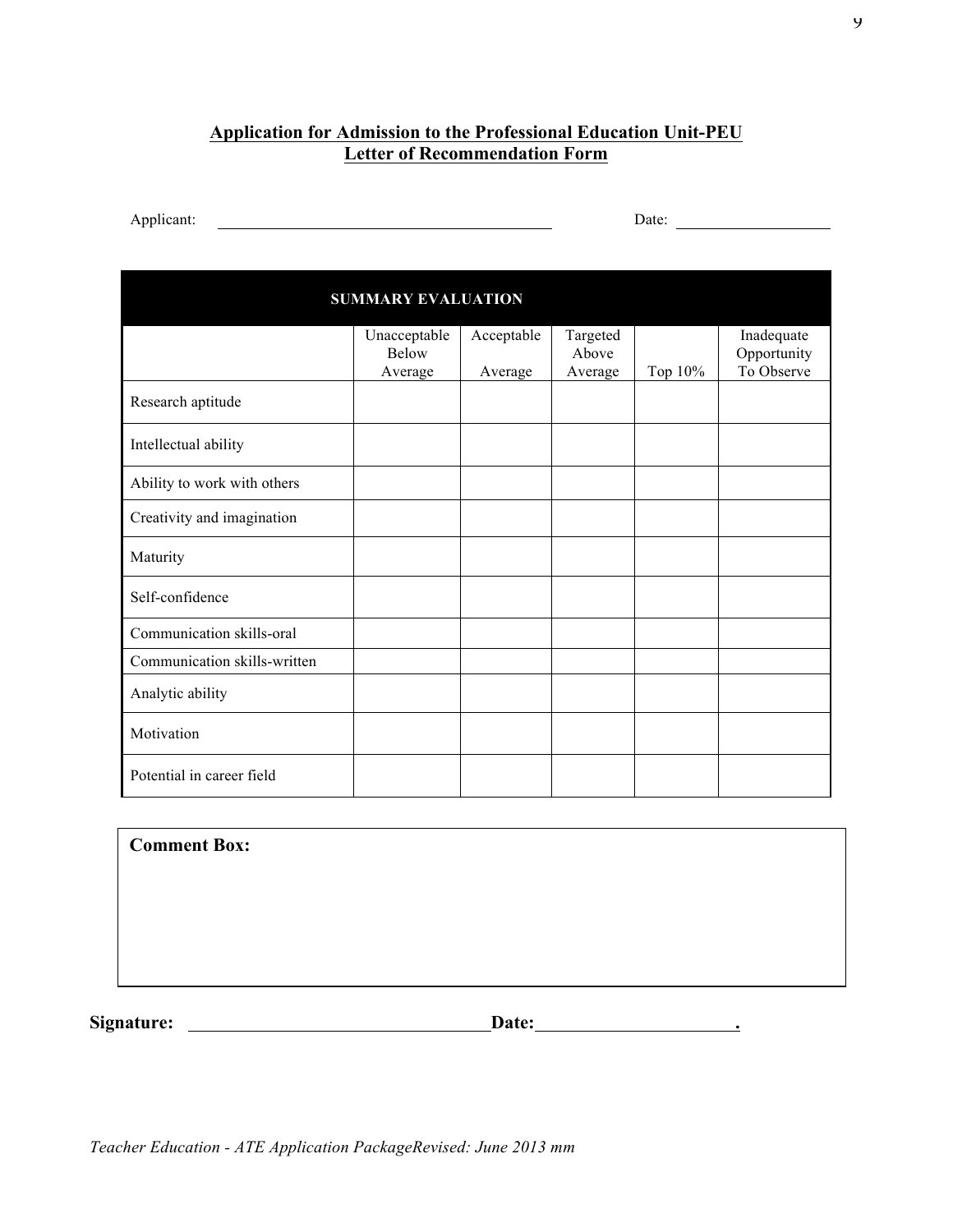**Application for Admission to the Professional Education Unit-PEU**
**Letter of Recommendation Form**

Applicant: ______________________________ Date: ______________

| SUMMARY EVALUATION | | | | | |
|---|---|---|---|---|---|
| | Unacceptable Below Average | Acceptable Average | Targeted Above Average | Top 10% | Inadequate Opportunity To Observe |
| Research aptitude | | | | | |
| Intellectual ability | | | | | |
| Ability to work with others | | | | | |
| Creativity and imagination | | | | | |
| Maturity | | | | | |
| Self-confidence | | | | | |
| Communication skills-oral | | | | | |
| Communication skills-written | | | | | |
| Analytic ability | | | | | |
| Motivation | | | | | |
| Potential in career field | | | | | |

**Comment Box:**

**Signature:** ______________________________ **Date:** ____________________.

*Teacher Education - ATE Application PackageRevised: June 2013 mm*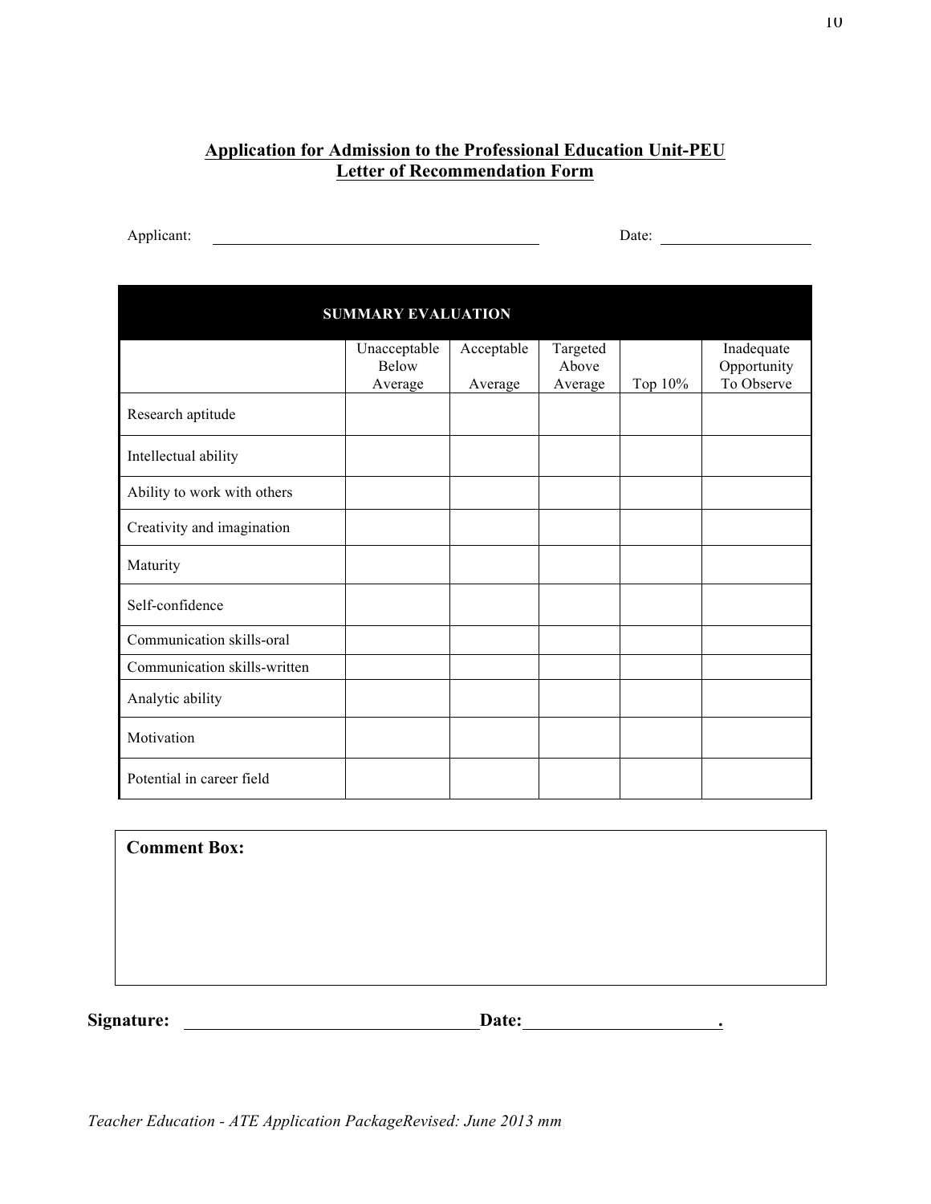## Application for Admission to the Professional Education Unit-PEU
## Letter of Recommendation Form

Applicant: ______________________________ Date: ________________

| SUMMARY EVALUATION | | | | | |
|---|---|---|---|---|---|
| | Unacceptable Below Average | Acceptable Average | Targeted Above Average | Top 10% | Inadequate Opportunity To Observe |
| Research aptitude | | | | | |
| Intellectual ability | | | | | |
| Ability to work with others | | | | | |
| Creativity and imagination | | | | | |
| Maturity | | | | | |
| Self-confidence | | | | | |
| Communication skills-oral | | | | | |
| Communication skills-written | | | | | |
| Analytic ability | | | | | |
| Motivation | | | | | |
| Potential in career field | | | | | |

**Comment Box:**

**Signature:** ______________________________ **Date:** ____________________.

*Teacher Education - ATE Application PackageRevised: June 2013 mm*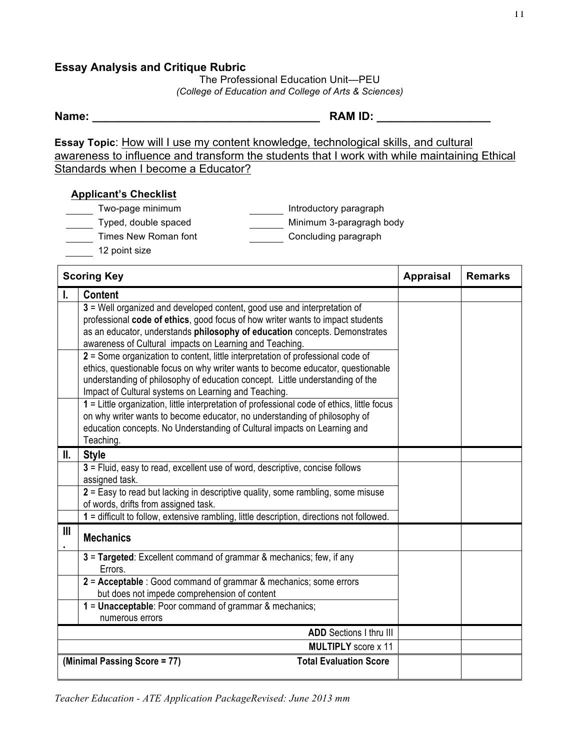## Essay Analysis and Critique Rubric

The Professional Education Unit—PEU
*(College of Education and College of Arts & Sciences)*

**Name:** ____________________________________ **RAM ID:** _________________

**Essay Topic**: How will I use my content knowledge, technological skills, and cultural awareness to influence and transform the students that I work with while maintaining Ethical Standards when I become a Educator?

**Applicant's Checklist**

- _____ Two-page minimum
- _____ Typed, double spaced
- _____ Times New Roman font
- _____ 12 point size
- _____ Introductory paragraph
- _____ Minimum 3-paragragh body
- _____ Concluding paragraph

| | Scoring Key | Appraisal | Remarks |
|---|---|---|---|
| **I.** | **Content** | | |
| | **3** = Well organized and developed content, good use and interpretation of professional **code of ethics**, good focus of how writer wants to impact students as an educator, understands **philosophy of education** concepts. Demonstrates awareness of Cultural impacts on Learning and Teaching. | | |
| | **2** = Some organization to content, little interpretation of professional code of ethics, questionable focus on why writer wants to become educator, questionable understanding of philosophy of education concept. Little understanding of the Impact of Cultural systems on Learning and Teaching. | | |
| | **1** = Little organization, little interpretation of professional code of ethics, little focus on why writer wants to become educator, no understanding of philosophy of education concepts. No Understanding of Cultural impacts on Learning and Teaching. | | |
| **II.** | **Style** | | |
| | **3** = Fluid, easy to read, excellent use of word, descriptive, concise follows assigned task. | | |
| | **2** = Easy to read but lacking in descriptive quality, some rambling, some misuse of words, drifts from assigned task. | | |
| | **1** = difficult to follow, extensive rambling, little description, directions not followed. | | |
| **III.** | **Mechanics** | | |
| | **3** = **Targeted**: Excellent command of grammar & mechanics; few, if any Errors. | | |
| | **2** = **Acceptable** : Good command of grammar & mechanics; some errors but does not impede comprehension of content | | |
| | **1** = **Unacceptable**: Poor command of grammar & mechanics; numerous errors | | |
| | **ADD** Sections I thru III | | |
| | **MULTIPLY** score x 11 | | |
| | **(Minimal Passing Score = 77)** **Total Evaluation Score** | | |

*Teacher Education - ATE Application PackageRevised: June 2013 mm*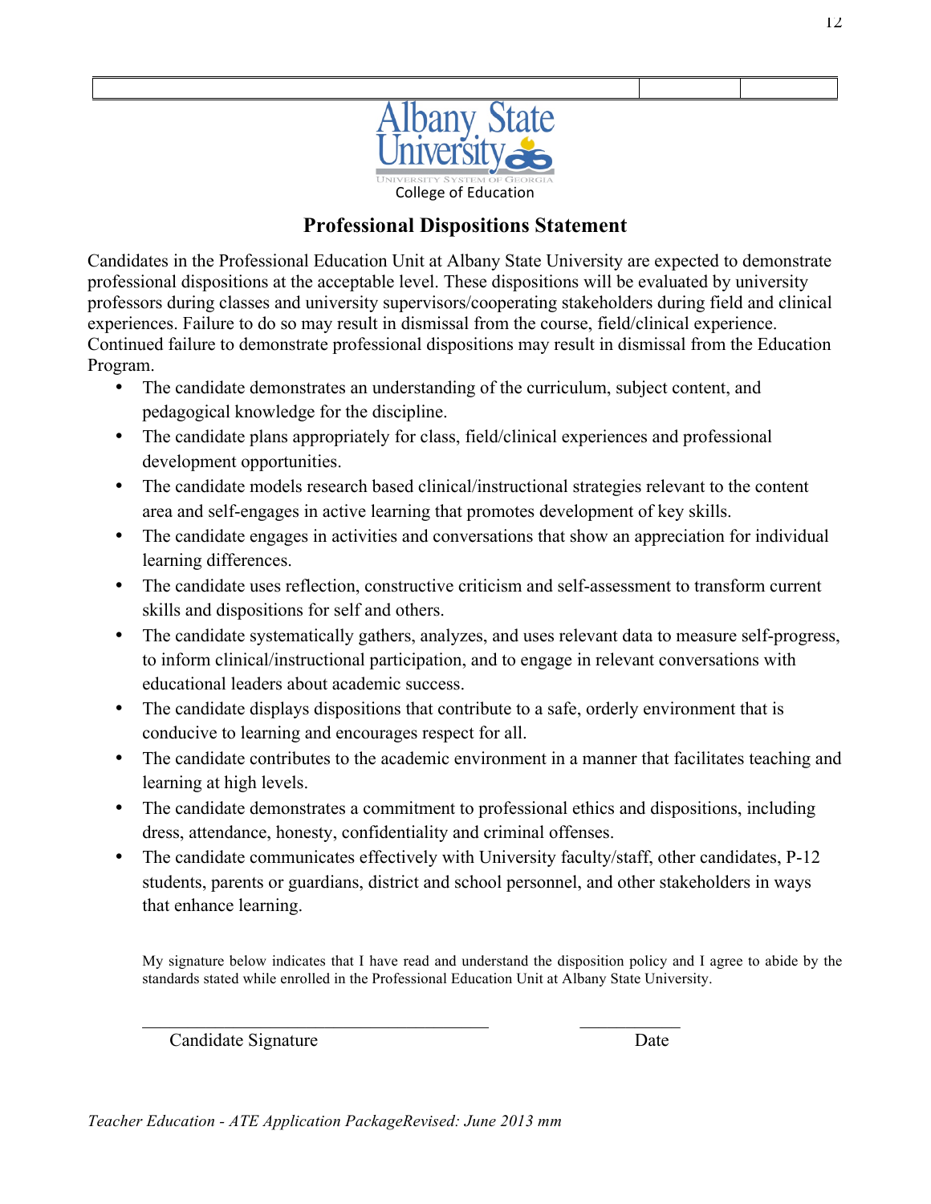| | | |
|---|---|---|
| | | |

Albany State University

University System of Georgia

College of Education

## Professional Dispositions Statement

Candidates in the Professional Education Unit at Albany State University are expected to demonstrate professional dispositions at the acceptable level. These dispositions will be evaluated by university professors during classes and university supervisors/cooperating stakeholders during field and clinical experiences. Failure to do so may result in dismissal from the course, field/clinical experience. Continued failure to demonstrate professional dispositions may result in dismissal from the Education Program.

- The candidate demonstrates an understanding of the curriculum, subject content, and pedagogical knowledge for the discipline.
- The candidate plans appropriately for class, field/clinical experiences and professional development opportunities.
- The candidate models research based clinical/instructional strategies relevant to the content area and self-engages in active learning that promotes development of key skills.
- The candidate engages in activities and conversations that show an appreciation for individual learning differences.
- The candidate uses reflection, constructive criticism and self-assessment to transform current skills and dispositions for self and others.
- The candidate systematically gathers, analyzes, and uses relevant data to measure self-progress, to inform clinical/instructional participation, and to engage in relevant conversations with educational leaders about academic success.
- The candidate displays dispositions that contribute to a safe, orderly environment that is conducive to learning and encourages respect for all.
- The candidate contributes to the academic environment in a manner that facilitates teaching and learning at high levels.
- The candidate demonstrates a commitment to professional ethics and dispositions, including dress, attendance, honesty, confidentiality and criminal offenses.
- The candidate communicates effectively with University faculty/staff, other candidates, P-12 students, parents or guardians, district and school personnel, and other stakeholders in ways that enhance learning.

My signature below indicates that I have read and understand the disposition policy and I agree to abide by the standards stated while enrolled in the Professional Education Unit at Albany State University.

\_\_\_\_\_\_\_\_\_\_\_\_\_\_\_\_\_\_\_\_\_\_\_\_\_\_\_\_\_\_\_\_\_\_\_\_\_\_\_\_ \_\_\_\_\_\_\_\_\_\_\_\_

Candidate Signature Date

*Teacher Education - ATE Application PackageRevised: June 2013 mm*